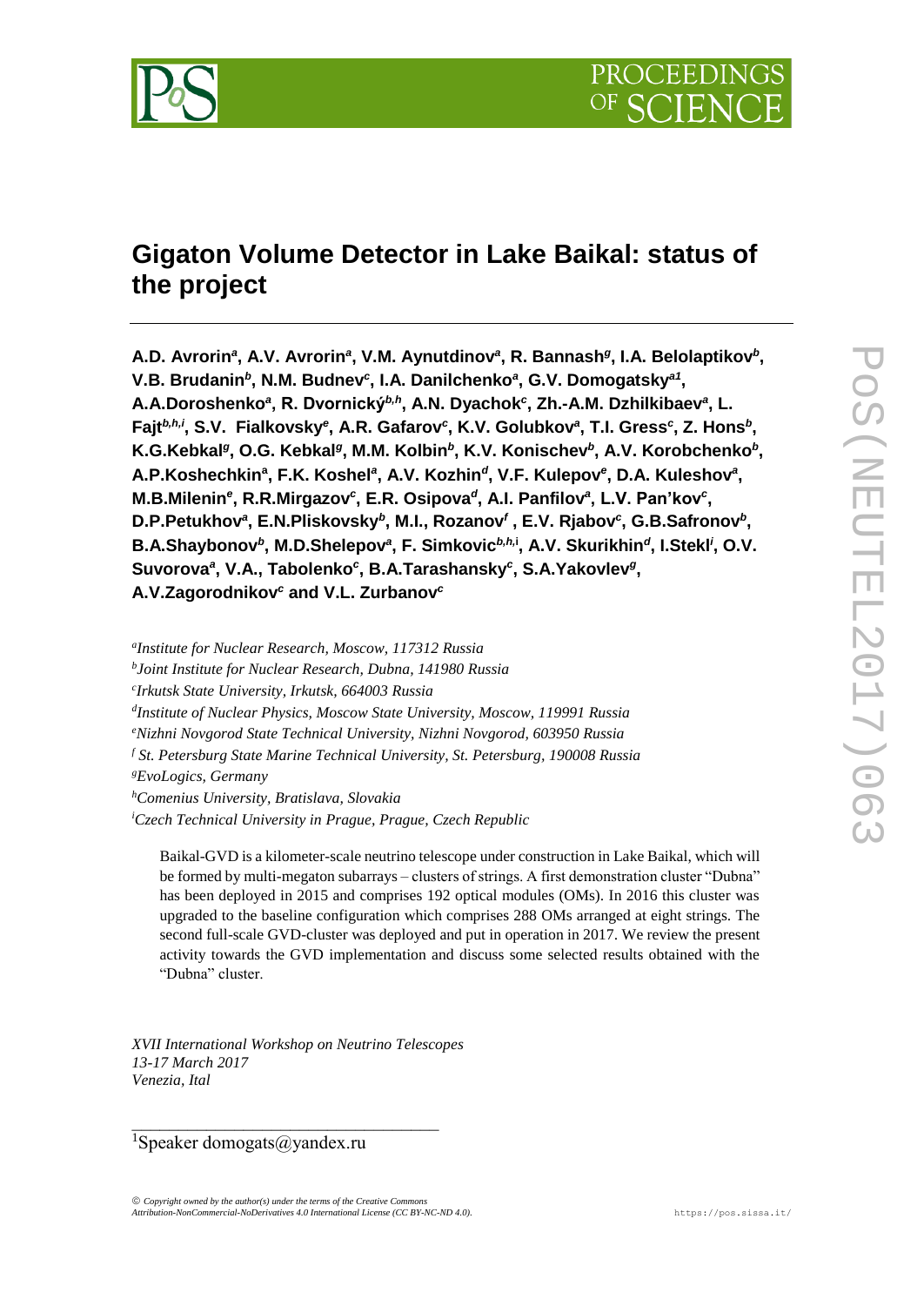# Gigaton Volume Detector in Lake Baikal: status of the project

**A.D. Avrorin[a], A.V. Avrorin[a], V.M. Aynutdinov[a], R. Bannash[g], I.A. Belolaptikov[b], V.B. Brudanin[b], N.M. Budnev[c], I.A. Danilchenko[a], G.V. Domogatsky[a1], A.A.Doroshenko[a], R. Dvornický[b,h], A.N. Dyachok[c], Zh.-A.M. Dzhilkibaev[a], L. Fajt[b,h,i], S.V. Fialkovsky[e], A.R. Gafarov[c], K.V. Golubkov[a], T.I. Gress[c], Z. Hons[b], K.G.Kebkal[g], O.G. Kebkal[g], M.M. Kolbin[b], K.V. Konischev[b], A.V. Korobchenko[b], A.P.Koshechkin[a], F.K. Koshel[a], A.V. Kozhin[d], V.F. Kulepov[e], D.A. Kuleshov[a], M.B.Milenin[e], R.R.Mirgazov[c], E.R. Osipova[d], A.I. Panfilov[a], L.V. Pan'kov[c], D.P.Petukhov[a], E.N.Pliskovsky[b], M.I., Rozanov[f] , E.V. Rjabov[c], G.B.Safronov[b], B.A.Shaybonov[b], M.D.Shelepov[a], F. Simkovic[b,h,i], A.V. Skurikhin[d], I.Stekl[i], O.V. Suvorova[a], V.A., Tabolenko[c], B.A.Tarashansky[c], S.A.Yakovlev[g], A.V.Zagorodnikov[c] and V.L. Zurbanov[c]**

[a]*Institute for Nuclear Research, Moscow, 117312 Russia*
[b]*Joint Institute for Nuclear Research, Dubna, 141980 Russia*
[c]*Irkutsk State University, Irkutsk, 664003 Russia*
[d]*Institute of Nuclear Physics, Moscow State University, Moscow, 119991 Russia*
[e]*Nizhni Novgorod State Technical University, Nizhni Novgorod, 603950 Russia*
[f] *St. Petersburg State Marine Technical University, St. Petersburg, 190008 Russia*
[g]*EvoLogics, Germany*
[h]*Comenius University, Bratislava, Slovakia*
[i]*Czech Technical University in Prague, Prague, Czech Republic*

Baikal-GVD is a kilometer-scale neutrino telescope under construction in Lake Baikal, which will be formed by multi-megaton subarrays – clusters of strings. A first demonstration cluster "Dubna" has been deployed in 2015 and comprises 192 optical modules (OMs). In 2016 this cluster was upgraded to the baseline configuration which comprises 288 OMs arranged at eight strings. The second full-scale GVD-cluster was deployed and put in operation in 2017. We review the present activity towards the GVD implementation and discuss some selected results obtained with the "Dubna" cluster.

*XVII International Workshop on Neutrino Telescopes*
*13-17 March 2017*
*Venezia, Ital*

[1]Speaker domogats@yandex.ru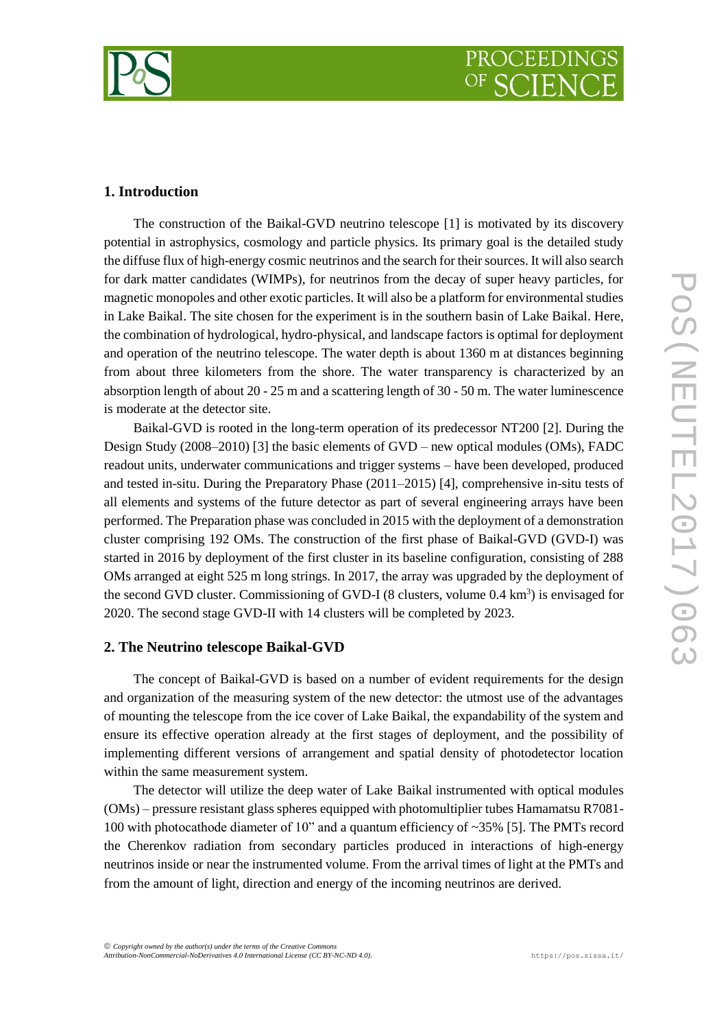## 1. Introduction

The construction of the Baikal-GVD neutrino telescope [1] is motivated by its discovery potential in astrophysics, cosmology and particle physics. Its primary goal is the detailed study the diffuse flux of high-energy cosmic neutrinos and the search for their sources. It will also search for dark matter candidates (WIMPs), for neutrinos from the decay of super heavy particles, for magnetic monopoles and other exotic particles. It will also be a platform for environmental studies in Lake Baikal. The site chosen for the experiment is in the southern basin of Lake Baikal. Here, the combination of hydrological, hydro-physical, and landscape factors is optimal for deployment and operation of the neutrino telescope. The water depth is about 1360 m at distances beginning from about three kilometers from the shore. The water transparency is characterized by an absorption length of about 20 - 25 m and a scattering length of 30 - 50 m. The water luminescence is moderate at the detector site.

Baikal-GVD is rooted in the long-term operation of its predecessor NT200 [2]. During the Design Study (2008–2010) [3] the basic elements of GVD – new optical modules (OMs), FADC readout units, underwater communications and trigger systems – have been developed, produced and tested in-situ. During the Preparatory Phase (2011–2015) [4], comprehensive in-situ tests of all elements and systems of the future detector as part of several engineering arrays have been performed. The Preparation phase was concluded in 2015 with the deployment of a demonstration cluster comprising 192 OMs. The construction of the first phase of Baikal-GVD (GVD-I) was started in 2016 by deployment of the first cluster in its baseline configuration, consisting of 288 OMs arranged at eight 525 m long strings. In 2017, the array was upgraded by the deployment of the second GVD cluster. Commissioning of GVD-I (8 clusters, volume 0.4 km$^3$) is envisaged for 2020. The second stage GVD-II with 14 clusters will be completed by 2023.

## 2. The Neutrino telescope Baikal-GVD

The concept of Baikal-GVD is based on a number of evident requirements for the design and organization of the measuring system of the new detector: the utmost use of the advantages of mounting the telescope from the ice cover of Lake Baikal, the expandability of the system and ensure its effective operation already at the first stages of deployment, and the possibility of implementing different versions of arrangement and spatial density of photodetector location within the same measurement system.

The detector will utilize the deep water of Lake Baikal instrumented with optical modules (OMs) – pressure resistant glass spheres equipped with photomultiplier tubes Hamamatsu R7081-100 with photocathode diameter of 10" and a quantum efficiency of ~35% [5]. The PMTs record the Cherenkov radiation from secondary particles produced in interactions of high-energy neutrinos inside or near the instrumented volume. From the arrival times of light at the PMTs and from the amount of light, direction and energy of the incoming neutrinos are derived.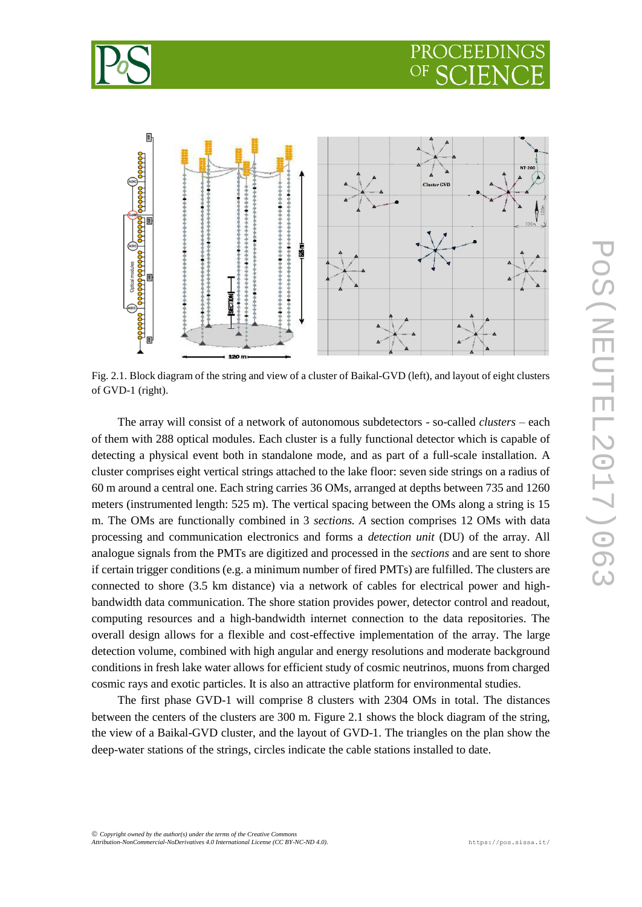Fig. 2.1. Block diagram of the string and view of a cluster of Baikal-GVD (left), and layout of eight clusters of GVD-1 (right).

The array will consist of a network of autonomous subdetectors - so-called *clusters* – each of them with 288 optical modules. Each cluster is a fully functional detector which is capable of detecting a physical event both in standalone mode, and as part of a full-scale installation. A cluster comprises eight vertical strings attached to the lake floor: seven side strings on a radius of 60 m around a central one. Each string carries 36 OMs, arranged at depths between 735 and 1260 meters (instrumented length: 525 m). The vertical spacing between the OMs along a string is 15 m. The OMs are functionally combined in 3 *sections. A* section comprises 12 OMs with data processing and communication electronics and forms a *detection unit* (DU) of the array. All analogue signals from the PMTs are digitized and processed in the *sections* and are sent to shore if certain trigger conditions (e.g. a minimum number of fired PMTs) are fulfilled. The clusters are connected to shore (3.5 km distance) via a network of cables for electrical power and high-bandwidth data communication. The shore station provides power, detector control and readout, computing resources and a high-bandwidth internet connection to the data repositories. The overall design allows for a flexible and cost-effective implementation of the array. The large detection volume, combined with high angular and energy resolutions and moderate background conditions in fresh lake water allows for efficient study of cosmic neutrinos, muons from charged cosmic rays and exotic particles. It is also an attractive platform for environmental studies.

The first phase GVD-1 will comprise 8 clusters with 2304 OMs in total. The distances between the centers of the clusters are 300 m. Figure 2.1 shows the block diagram of the string, the view of a Baikal-GVD cluster, and the layout of GVD-1. The triangles on the plan show the deep-water stations of the strings, circles indicate the cable stations installed to date.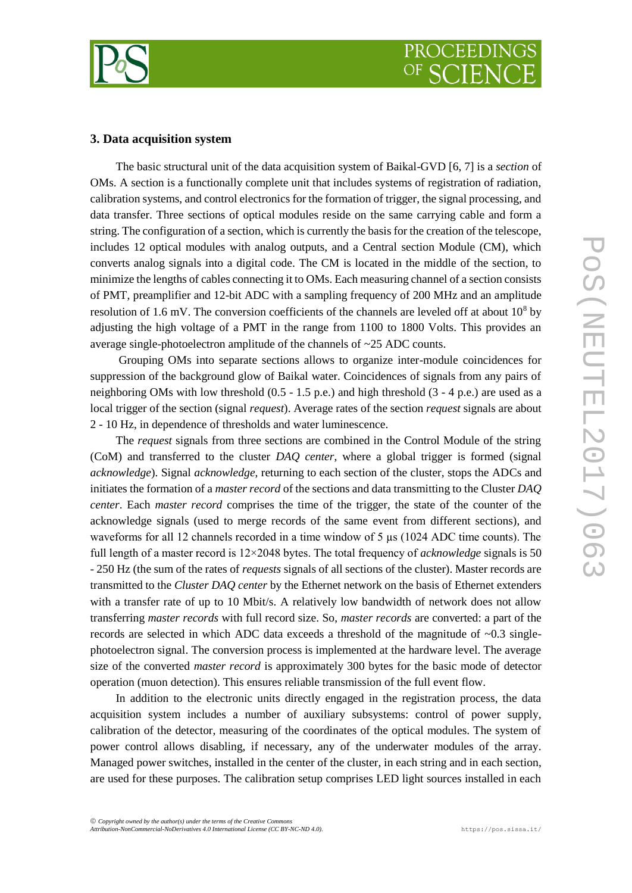## 3. Data acquisition system

The basic structural unit of the data acquisition system of Baikal-GVD [6, 7] is a *section* of OMs. A section is a functionally complete unit that includes systems of registration of radiation, calibration systems, and control electronics for the formation of trigger, the signal processing, and data transfer. Three sections of optical modules reside on the same carrying cable and form a string. The configuration of a section, which is currently the basis for the creation of the telescope, includes 12 optical modules with analog outputs, and a Central section Module (CM), which converts analog signals into a digital code. The CM is located in the middle of the section, to minimize the lengths of cables connecting it to OMs. Each measuring channel of a section consists of PMT, preamplifier and 12-bit ADC with a sampling frequency of 200 MHz and an amplitude resolution of 1.6 mV. The conversion coefficients of the channels are leveled off at about $10^8$ by adjusting the high voltage of a PMT in the range from 1100 to 1800 Volts. This provides an average single-photoelectron amplitude of the channels of ~25 ADC counts.

Grouping OMs into separate sections allows to organize inter-module coincidences for suppression of the background glow of Baikal water. Coincidences of signals from any pairs of neighboring OMs with low threshold (0.5 - 1.5 p.e.) and high threshold (3 - 4 p.e.) are used as a local trigger of the section (signal *request*). Average rates of the section *request* signals are about 2 - 10 Hz, in dependence of thresholds and water luminescence.

The *request* signals from three sections are combined in the Control Module of the string (CoM) and transferred to the cluster *DAQ center*, where a global trigger is formed (signal *acknowledge*). Signal *acknowledge*, returning to each section of the cluster, stops the ADCs and initiates the formation of a *master record* of the sections and data transmitting to the Cluster *DAQ center*. Each *master record* comprises the time of the trigger, the state of the counter of the acknowledge signals (used to merge records of the same event from different sections), and waveforms for all 12 channels recorded in a time window of 5 μs (1024 ADC time counts). The full length of a master record is 12×2048 bytes. The total frequency of *acknowledge* signals is 50 - 250 Hz (the sum of the rates of *requests* signals of all sections of the cluster). Master records are transmitted to the *Cluster DAQ center* by the Ethernet network on the basis of Ethernet extenders with a transfer rate of up to 10 Mbit/s. A relatively low bandwidth of network does not allow transferring *master records* with full record size. So, *master records* are converted: a part of the records are selected in which ADC data exceeds a threshold of the magnitude of ~0.3 single-photoelectron signal. The conversion process is implemented at the hardware level. The average size of the converted *master record* is approximately 300 bytes for the basic mode of detector operation (muon detection). This ensures reliable transmission of the full event flow.

In addition to the electronic units directly engaged in the registration process, the data acquisition system includes a number of auxiliary subsystems: control of power supply, calibration of the detector, measuring of the coordinates of the optical modules. The system of power control allows disabling, if necessary, any of the underwater modules of the array. Managed power switches, installed in the center of the cluster, in each string and in each section, are used for these purposes. The calibration setup comprises LED light sources installed in each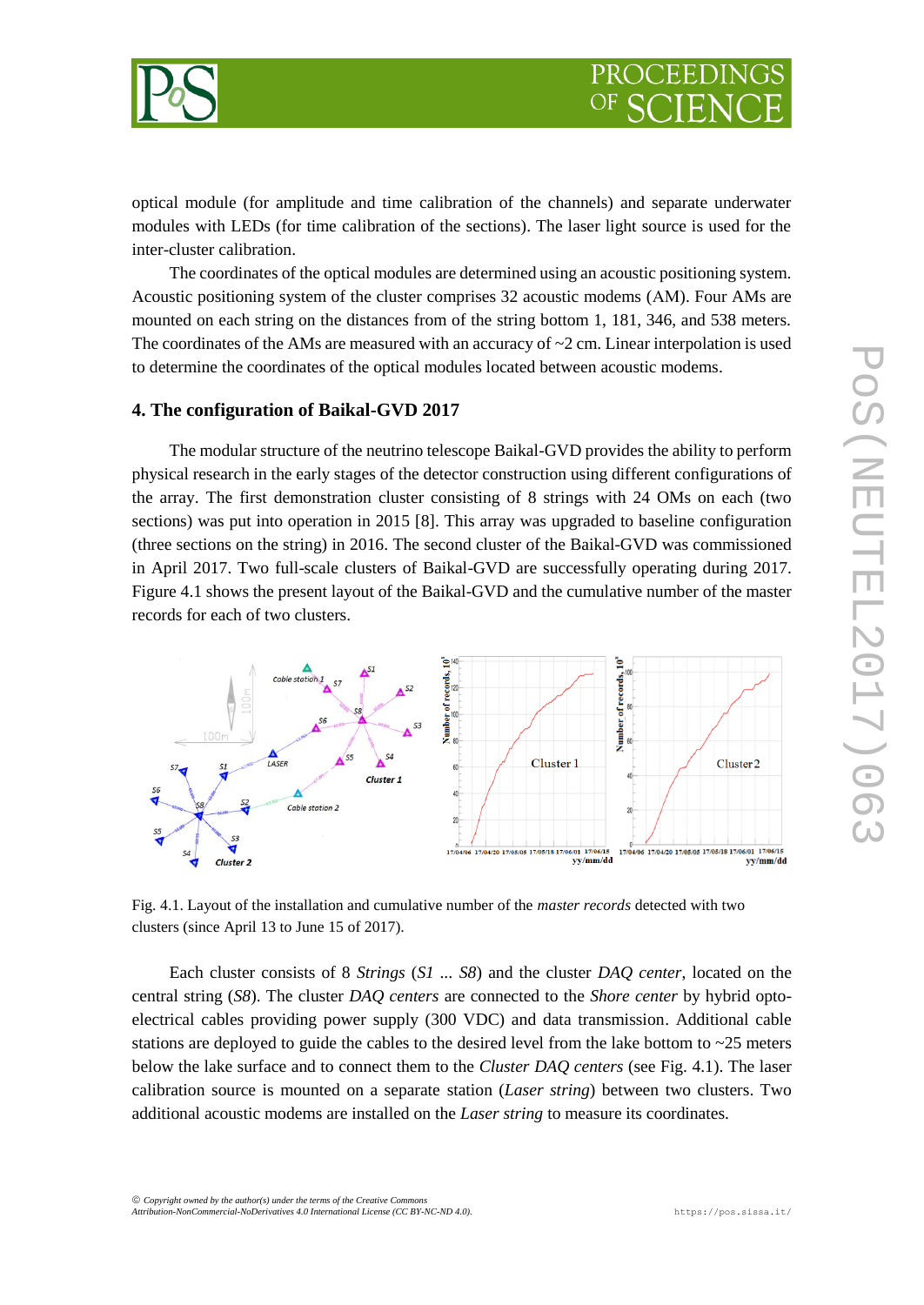optical module (for amplitude and time calibration of the channels) and separate underwater modules with LEDs (for time calibration of the sections). The laser light source is used for the inter-cluster calibration.

The coordinates of the optical modules are determined using an acoustic positioning system. Acoustic positioning system of the cluster comprises 32 acoustic modems (AM). Four AMs are mounted on each string on the distances from of the string bottom 1, 181, 346, and 538 meters. The coordinates of the AMs are measured with an accuracy of ~2 cm. Linear interpolation is used to determine the coordinates of the optical modules located between acoustic modems.

## 4. The configuration of Baikal-GVD 2017

The modular structure of the neutrino telescope Baikal-GVD provides the ability to perform physical research in the early stages of the detector construction using different configurations of the array. The first demonstration cluster consisting of 8 strings with 24 OMs on each (two sections) was put into operation in 2015 [8]. This array was upgraded to baseline configuration (three sections on the string) in 2016. The second cluster of the Baikal-GVD was commissioned in April 2017. Two full-scale clusters of Baikal-GVD are successfully operating during 2017. Figure 4.1 shows the present layout of the Baikal-GVD and the cumulative number of the master records for each of two clusters.

Fig. 4.1. Layout of the installation and cumulative number of the *master records* detected with two clusters (since April 13 to June 15 of 2017).

Each cluster consists of 8 *Strings* (*S1* ... *S8*) and the cluster *DAQ center*, located on the central string (*S8*). The cluster *DAQ centers* are connected to the *Shore center* by hybrid opto-electrical cables providing power supply (300 VDC) and data transmission. Additional cable stations are deployed to guide the cables to the desired level from the lake bottom to ~25 meters below the lake surface and to connect them to the *Cluster DAQ centers* (see Fig. 4.1). The laser calibration source is mounted on a separate station (*Laser string*) between two clusters. Two additional acoustic modems are installed on the *Laser string* to measure its coordinates.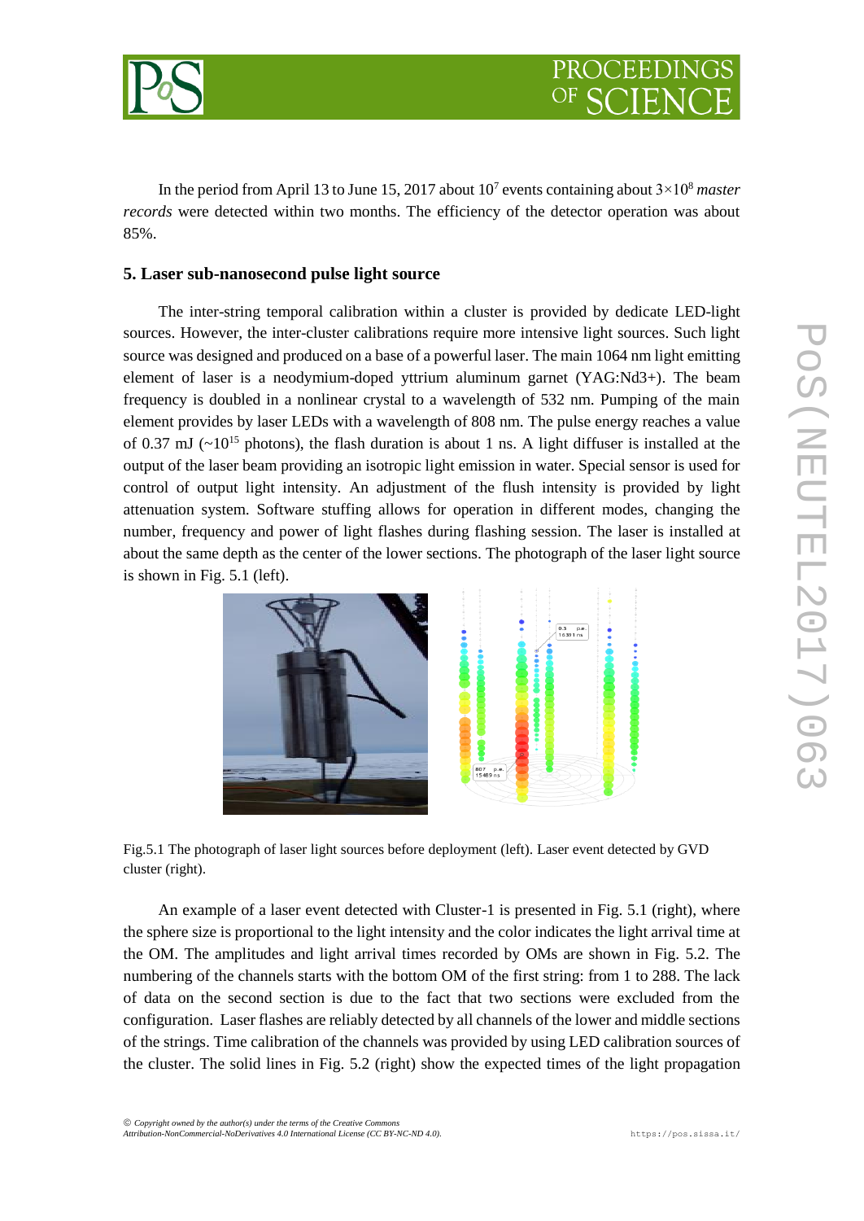In the period from April 13 to June 15, 2017 about $10^7$ events containing about $3\times10^8$ *master records* were detected within two months. The efficiency of the detector operation was about 85%.

## 5. Laser sub-nanosecond pulse light source

The inter-string temporal calibration within a cluster is provided by dedicate LED-light sources. However, the inter-cluster calibrations require more intensive light sources. Such light source was designed and produced on a base of a powerful laser. The main 1064 nm light emitting element of laser is a neodymium-doped yttrium aluminum garnet (YAG:Nd3+). The beam frequency is doubled in a nonlinear crystal to a wavelength of 532 nm. Pumping of the main element provides by laser LEDs with a wavelength of 808 nm. The pulse energy reaches a value of 0.37 mJ (~$10^{15}$ photons), the flash duration is about 1 ns. A light diffuser is installed at the output of the laser beam providing an isotropic light emission in water. Special sensor is used for control of output light intensity. An adjustment of the flush intensity is provided by light attenuation system. Software stuffing allows for operation in different modes, changing the number, frequency and power of light flashes during flashing session. The laser is installed at about the same depth as the center of the lower sections. The photograph of the laser light source is shown in Fig. 5.1 (left).

Fig.5.1 The photograph of laser light sources before deployment (left). Laser event detected by GVD cluster (right).

An example of a laser event detected with Cluster-1 is presented in Fig. 5.1 (right), where the sphere size is proportional to the light intensity and the color indicates the light arrival time at the OM. The amplitudes and light arrival times recorded by OMs are shown in Fig. 5.2. The numbering of the channels starts with the bottom OM of the first string: from 1 to 288. The lack of data on the second section is due to the fact that two sections were excluded from the configuration. Laser flashes are reliably detected by all channels of the lower and middle sections of the strings. Time calibration of the channels was provided by using LED calibration sources of the cluster. The solid lines in Fig. 5.2 (right) show the expected times of the light propagation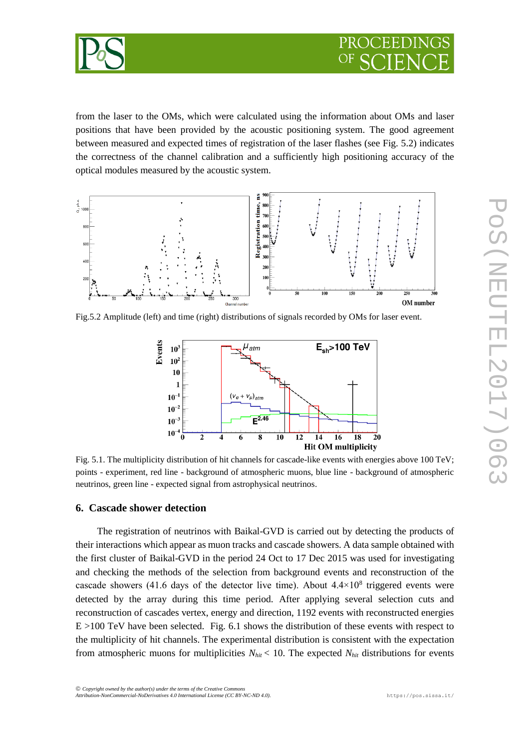from the laser to the OMs, which were calculated using the information about OMs and laser positions that have been provided by the acoustic positioning system. The good agreement between measured and expected times of registration of the laser flashes (see Fig. 5.2) indicates the correctness of the channel calibration and a sufficiently high positioning accuracy of the optical modules measured by the acoustic system.

Fig.5.2 Amplitude (left) and time (right) distributions of signals recorded by OMs for laser event.

Fig. 5.1. The multiplicity distribution of hit channels for cascade-like events with energies above 100 TeV; points - experiment, red line - background of atmospheric muons, blue line - background of atmospheric neutrinos, green line - expected signal from astrophysical neutrinos.

## 6. Cascade shower detection

The registration of neutrinos with Baikal-GVD is carried out by detecting the products of their interactions which appear as muon tracks and cascade showers. A data sample obtained with the first cluster of Baikal-GVD in the period 24 Oct to 17 Dec 2015 was used for investigating and checking the methods of the selection from background events and reconstruction of the cascade showers (41.6 days of the detector live time). About $4.4\times10^8$ triggered events were detected by the array during this time period. After applying several selection cuts and reconstruction of cascades vertex, energy and direction, 1192 events with reconstructed energies E >100 TeV have been selected. Fig. 6.1 shows the distribution of these events with respect to the multiplicity of hit channels. The experimental distribution is consistent with the expectation from atmospheric muons for multiplicities $N_{hit} < 10$. The expected $N_{hit}$ distributions for events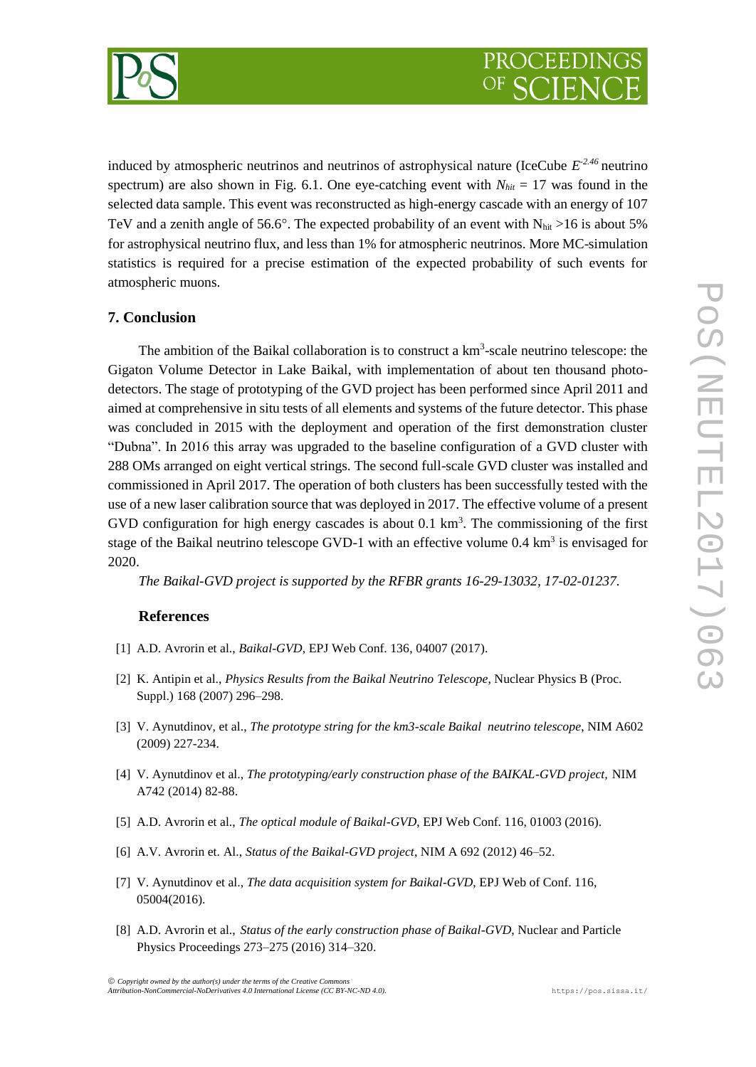induced by atmospheric neutrinos and neutrinos of astrophysical nature (IceCube $E^{-2.46}$ neutrino spectrum) are also shown in Fig. 6.1. One eye-catching event with $N_{hit}$ = 17 was found in the selected data sample. This event was reconstructed as high-energy cascade with an energy of 107 TeV and a zenith angle of 56.6°. The expected probability of an event with $N_{hit}$ >16 is about 5% for astrophysical neutrino flux, and less than 1% for atmospheric neutrinos. More MC-simulation statistics is required for a precise estimation of the expected probability of such events for atmospheric muons.

## 7. Conclusion

The ambition of the Baikal collaboration is to construct a km$^3$-scale neutrino telescope: the Gigaton Volume Detector in Lake Baikal, with implementation of about ten thousand photo-detectors. The stage of prototyping of the GVD project has been performed since April 2011 and aimed at comprehensive in situ tests of all elements and systems of the future detector. This phase was concluded in 2015 with the deployment and operation of the first demonstration cluster "Dubna". In 2016 this array was upgraded to the baseline configuration of a GVD cluster with 288 OMs arranged on eight vertical strings. The second full-scale GVD cluster was installed and commissioned in April 2017. The operation of both clusters has been successfully tested with the use of a new laser calibration source that was deployed in 2017. The effective volume of a present GVD configuration for high energy cascades is about 0.1 km$^3$. The commissioning of the first stage of the Baikal neutrino telescope GVD-1 with an effective volume 0.4 km$^3$ is envisaged for 2020.

*The Baikal-GVD project is supported by the RFBR grants 16-29-13032, 17-02-01237.*

### References

[1] A.D. Avrorin et al., *Baikal-GVD,* EPJ Web Conf. 136, 04007 (2017).

[2] K. Antipin et al., *Physics Results from the Baikal Neutrino Telescope*, Nuclear Physics B (Proc. Suppl.) 168 (2007) 296–298.

[3] V. Aynutdinov, et al., *The prototype string for the km3-scale Baikal neutrino telescope*, NIM A602 (2009) 227-234.

[4] V. Aynutdinov et al., *The prototyping/early construction phase of the BAIKAL-GVD project,* NIM A742 (2014) 82-88.

[5] A.D. Avrorin et al., *The optical module of Baikal-GVD*, EPJ Web Conf. 116, 01003 (2016).

[6] A.V. Avrorin et. Al., *Status of the Baikal-GVD project*, NIM A 692 (2012) 46–52.

[7] V. Aynutdinov et al., *The data acquisition system for Baikal-GVD*, EPJ Web of Conf. 116, 05004(2016).

[8] A.D. Avrorin et al., *Status of the early construction phase of Baikal-GVD*, Nuclear and Particle Physics Proceedings 273–275 (2016) 314–320.